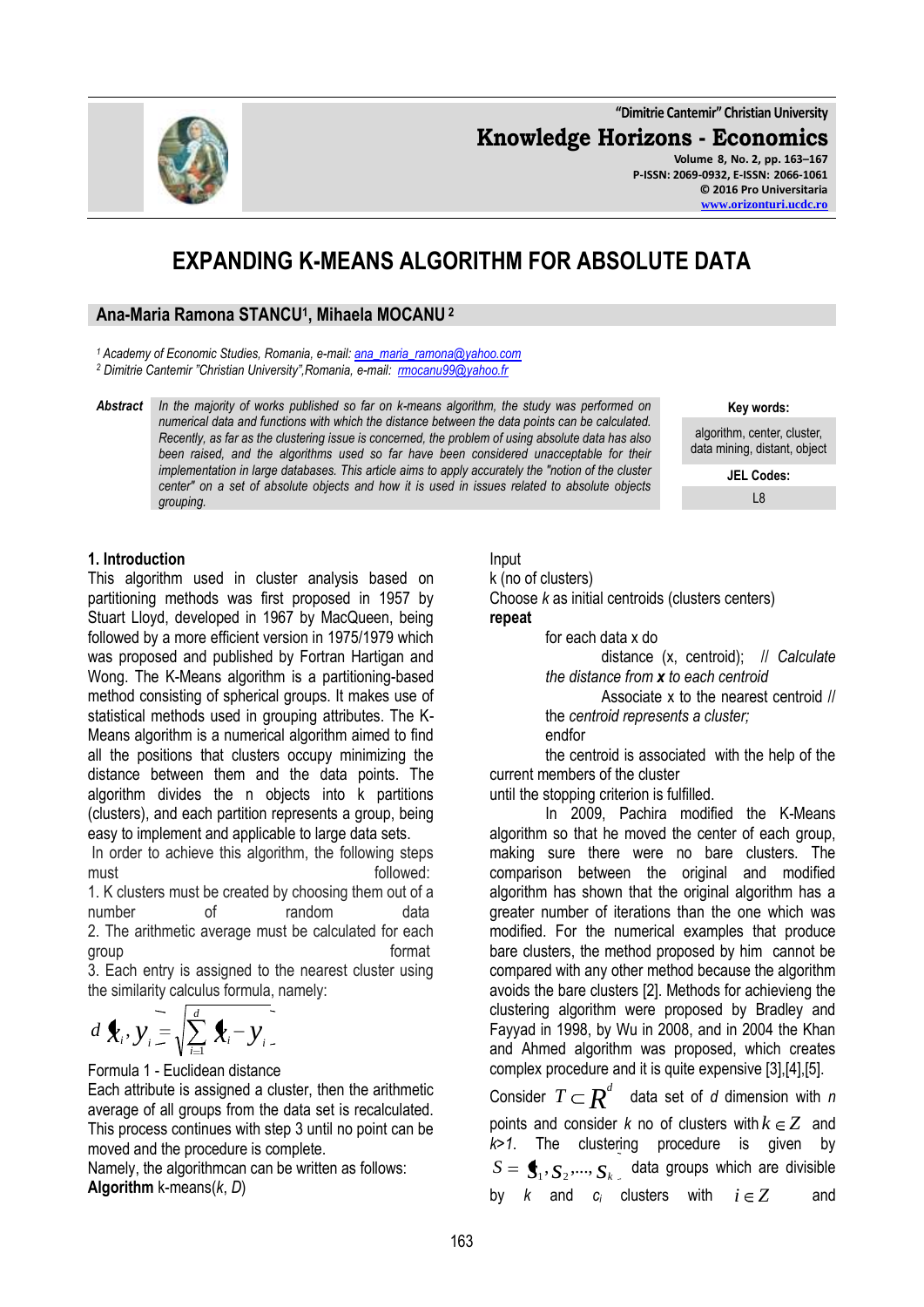"Dimitrie Cantemir" Christian University

**Knowledge Horizons - Economics**

Volume 8, No. 2, pp. 163–167
P-ISSN: 2069-0932, E-ISSN: 2066-1061
© 2016 Pro Universitaria
www.orizonturi.ucdc.ro

# EXPANDING K-MEANS ALGORITHM FOR ABSOLUTE DATA

**Ana-Maria Ramona STANCU[1], Mihaela MOCANU[2]**

[1] *Academy of Economic Studies, Romania, e-mail: ana_maria_ramona@yahoo.com*
[2] *Dimitrie Cantemir "Christian University",Romania, e-mail: rmocanu99@yahoo.fr*

**Abstract** *In the majority of works published so far on k-means algorithm, the study was performed on numerical data and functions with which the distance between the data points can be calculated. Recently, as far as the clustering issue is concerned, the problem of using absolute data has also been raised, and the algorithms used so far have been considered unacceptable for their implementation in large databases. This article aims to apply accurately the "notion of the cluster center" on a set of absolute objects and how it is used in issues related to absolute objects grouping.*

**Key words:**
algorithm, center, cluster, data mining, distant, object

**JEL Codes:**
L8

## 1. Introduction

This algorithm used in cluster analysis based on partitioning methods was first proposed in 1957 by Stuart Lloyd, developed in 1967 by MacQueen, being followed by a more efficient version in 1975/1979 which was proposed and published by Fortran Hartigan and Wong. The K-Means algorithm is a partitioning-based method consisting of spherical groups. It makes use of statistical methods used in grouping attributes. The K-Means algorithm is a numerical algorithm aimed to find all the positions that clusters occupy minimizing the distance between them and the data points. The algorithm divides the n objects into k partitions (clusters), and each partition represents a group, being easy to implement and applicable to large data sets.

In order to achieve this algorithm, the following steps must followed:

1. K clusters must be created by choosing them out of a number of random data
2. The arithmetic average must be calculated for each group format
3. Each entry is assigned to the nearest cluster using the similarity calculus formula, namely:

$$d(x_i, y_i) = \sqrt{\sum_{i=1}^{d} (x_i - y_i)^2}$$

Formula 1 - Euclidean distance

Each attribute is assigned a cluster, then the arithmetic average of all groups from the data set is recalculated. This process continues with step 3 until no point can be moved and the procedure is complete.

Namely, the algorithmcan can be written as follows:

**Algorithm** k-means(*k*, *D*)

Input

k (no of clusters)

Choose *k* as initial centroids (clusters centers)

**repeat**

for each data x do

distance (x, centroid); // *Calculate the distance from **x** to each centroid*

Associate x to the nearest centroid // the *centroid represents a cluster;*

endfor

the centroid is associated with the help of the current members of the cluster

until the stopping criterion is fulfilled.

In 2009, Pachira modified the K-Means algorithm so that he moved the center of each group, making sure there were no bare clusters. The comparison between the original and modified algorithm has shown that the original algorithm has a greater number of iterations than the one which was modified. For the numerical examples that produce bare clusters, the method proposed by him cannot be compared with any other method because the algorithm avoids the bare clusters [2]. Methods for achievieng the clustering algorithm were proposed by Bradley and Fayyad in 1998, by Wu in 2008, and in 2004 the Khan and Ahmed algorithm was proposed, which creates complex procedure and it is quite expensive [3],[4],[5].

Consider $T \subset R^d$ data set of *d* dimension with *n* points and consider *k* no of clusters with $k \in Z$ and *k>1*. The clustering procedure is given by $S = \{S_1, S_2, ..., S_k\}$ data groups which are divisible by *k* and $c_i$ clusters with $i \in Z$ and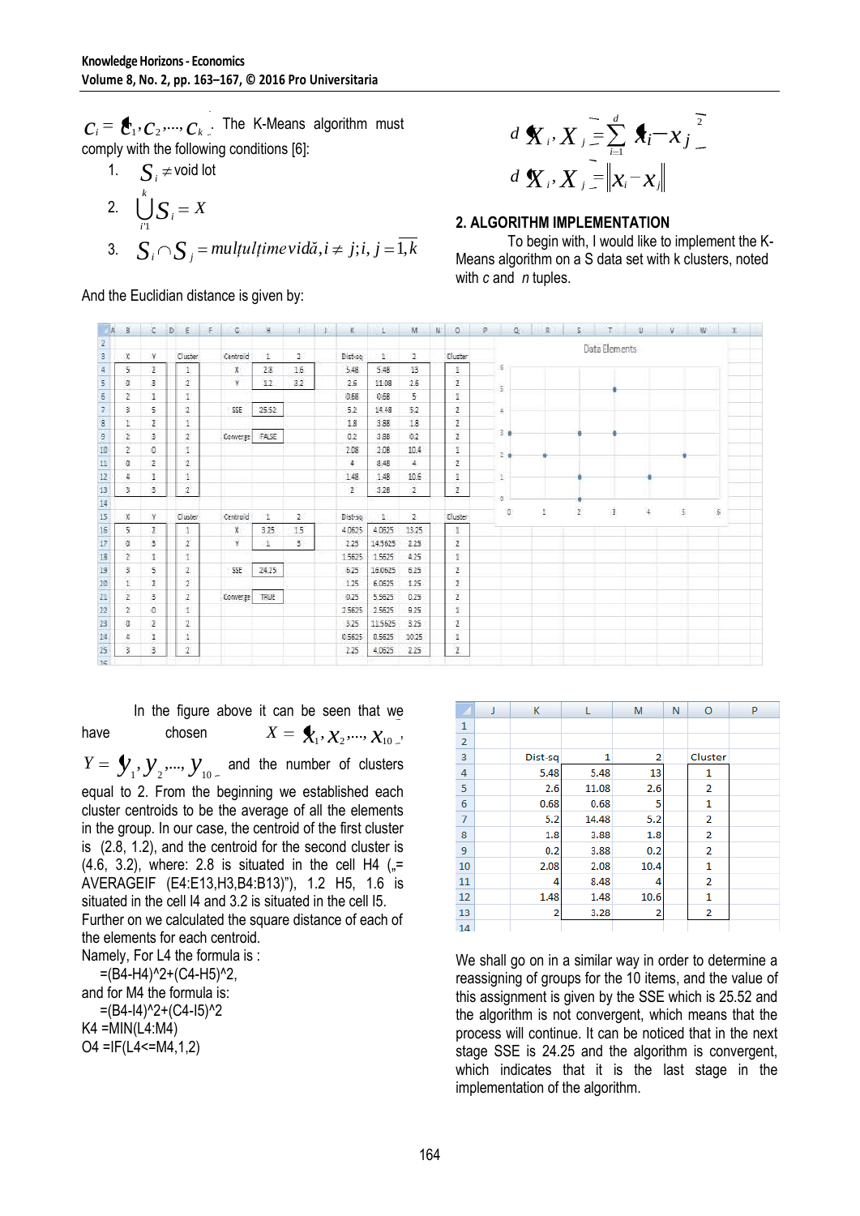$C_i = \{c_1, c_2, ..., c_k\}$. The K-Means algorithm must comply with the following conditions [6]:

1. $S_i \neq$ void lot
2. $\bigcup_{i=1}^{k} S_i = X$
3. $S_i \cap S_j = mulțulțimevidă, i \neq j; i, j = \overline{1,k}$

And the Euclidian distance is given by:

$$d(X_i, X_j) = \sum_{i=1}^{d} (x_i - x_j)^2$$

$$d(X_i, X_j) = \|x_i - x_j\|$$

## 2. ALGORITHM IMPLEMENTATION

To begin with, I would like to implement the K-Means algorithm on a S data set with k clusters, noted with *c* and *n* tuples.

| X | Y | Cluster | | Centroid | 1 | 2 | Dist-sq | 1 | 2 | Cluster |
|---|---|---|---|---|---|---|---|---|---|---|
| 5 | 2 | 1 | | X | 2.8 | 1.6 | 5.48 | 5.48 | 13 | 1 |
| 0 | 3 | 2 | | Y | 1.2 | 3.2 | 2.6 | 11.08 | 2.6 | 2 |
| 2 | 1 | 1 | | | | | 0.68 | 0.68 | 5 | 1 |
| 3 | 5 | 2 | | SSE | 25.52 | | 5.2 | 14.48 | 5.2 | 2 |
| 1 | 2 | 1 | | | | | 1.8 | 3.88 | 1.8 | 2 |
| 2 | 3 | 2 | | Converge | FALSE | | 0.2 | 3.88 | 0.2 | 2 |
| 2 | 0 | 1 | | | | | 2.08 | 2.08 | 10.4 | 1 |
| 0 | 2 | 2 | | | | | 4 | 8.48 | 4 | 2 |
| 4 | 1 | 1 | | | | | 1.48 | 1.48 | 10.6 | 1 |
| 3 | 3 | 2 | | | | | 2 | 3.28 | 2 | 2 |

| X | Y | Cluster | | Centroid | 1 | 2 | Dist-sq | 1 | 2 | Cluster |
|---|---|---|---|---|---|---|---|---|---|---|
| 5 | 2 | 1 | | X | 3.25 | 1.5 | 4.0625 | 4.0625 | 13.25 | 1 |
| 0 | 3 | 2 | | Y | 1 | 3 | 2.25 | 14.5625 | 2.25 | 2 |
| 2 | 1 | 1 | | | | | 1.5625 | 1.5625 | 4.25 | 1 |
| 3 | 5 | 2 | | SSE | 24.25 | | 6.25 | 16.0625 | 6.25 | 2 |
| 1 | 2 | 2 | | | | | 1.25 | 6.0625 | 1.25 | 2 |
| 2 | 3 | 2 | | Converge | TRUE | | 0.25 | 5.5625 | 0.25 | 2 |
| 2 | 0 | 1 | | | | | 2.5625 | 2.5625 | 9.25 | 1 |
| 0 | 2 | 2 | | | | | 3.25 | 11.5625 | 3.25 | 2 |
| 4 | 1 | 1 | | | | | 0.5625 | 0.5625 | 10.25 | 1 |
| 3 | 3 | 2 | | | | | 2.25 | 4.0625 | 2.25 | 2 |

Data Elements

In the figure above it can be seen that we have chosen $X = \{x_1, x_2, ..., x_{10}\}$, $Y = \{y_1, y_2, ..., y_{10}\}$ and the number of clusters equal to 2. From the beginning we established each cluster centroids to be the average of all the elements in the group. In our case, the centroid of the first cluster is (2.8, 1.2), and the centroid for the second cluster is (4.6, 3.2), where: 2.8 is situated in the cell H4 („= AVERAGEIF (E4:E13,H3,B4:B13)"), 1.2 H5, 1.6 is situated in the cell I4 and 3.2 is situated in the cell I5. Further on we calculated the square distance of each of the elements for each centroid.

Namely, For L4 the formula is :

=(B4-H4)^2+(C4-H5)^2,

and for M4 the formula is:

=(B4-I4)^2+(C4-I5)^2

K4 =MIN(L4:M4)

O4 =IF(L4<=M4,1,2)

| | J | K | L | M | N | O | P |
|---|---|---|---|---|---|---|---|
| 1 | | | | | | | |
| 2 | | | | | | | |
| 3 | | Dist-sq | 1 | 2 | | Cluster | |
| 4 | | 5.48 | 5.48 | 13 | | 1 | |
| 5 | | 2.6 | 11.08 | 2.6 | | 2 | |
| 6 | | 0.68 | 0.68 | 5 | | 1 | |
| 7 | | 5.2 | 14.48 | 5.2 | | 2 | |
| 8 | | 1.8 | 3.88 | 1.8 | | 2 | |
| 9 | | 0.2 | 3.88 | 0.2 | | 2 | |
| 10 | | 2.08 | 2.08 | 10.4 | | 1 | |
| 11 | | 4 | 8.48 | 4 | | 2 | |
| 12 | | 1.48 | 1.48 | 10.6 | | 1 | |
| 13 | | 2 | 3.28 | 2 | | 2 | |
| 14 | | | | | | | |

We shall go on in a similar way in order to determine a reassigning of groups for the 10 items, and the value of this assignment is given by the SSE which is 25.52 and the algorithm is not convergent, which means that the process will continue. It can be noticed that in the next stage SSE is 24.25 and the algorithm is convergent, which indicates that it is the last stage in the implementation of the algorithm.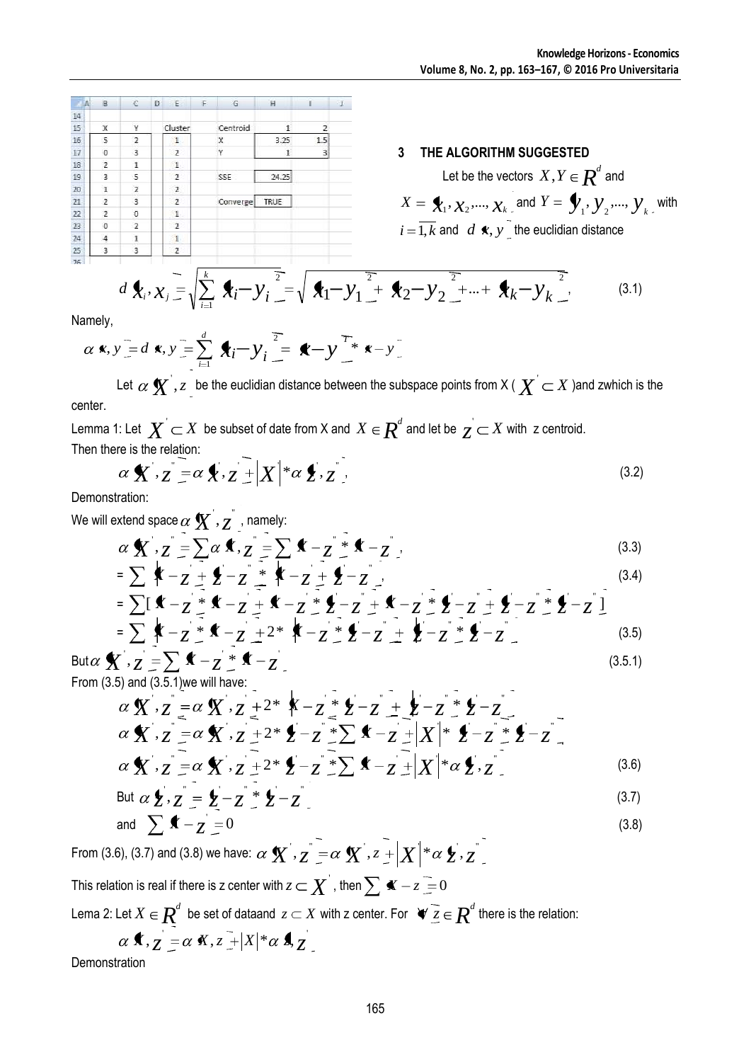| | B | C | D | E | F | G | H | I | J |
|---|---|---|---|---|---|---|---|---|---|
| 14 | | | | | | | | | |
| 15 | X | Y | | Cluster | | Centroid | 1 | 2 | |
| 16 | 5 | 2 | | 1 | | X | 3.25 | 1.5 | |
| 17 | 0 | 3 | | 2 | | Y | 1 | 3 | |
| 18 | 2 | 1 | | 1 | | | | | |
| 19 | 3 | 5 | | 2 | | SSE | 24.25 | | |
| 20 | 1 | 2 | | 2 | | | | | |
| 21 | 2 | 3 | | 2 | | Converge | TRUE | | |
| 22 | 2 | 0 | | 1 | | | | | |
| 23 | 0 | 2 | | 2 | | | | | |
| 24 | 4 | 1 | | 1 | | | | | |
| 25 | 3 | 3 | | 2 | | | | | |

## 3 THE ALGORITHM SUGGESTED

Let be the vectors $X, Y \in R^d$ and $X = (x_1, x_2, ..., x_k)$ and $Y = (y_1, y_2, ..., y_k)$ with $i = \overline{1,k}$ and $d(x, y)$ the euclidian distance

$$d(x_i, x_j) = \sqrt{\sum_{i=1}^{k} (x_i - y_i)^2} = \sqrt{(x_1 - y_1)^2 + (x_2 - y_2)^2 + ... + (x_k - y_k)^2}, \tag{3.1}$$

Namely,

$$\alpha(x, y) = d(x, y) = \sum_{i=1}^{d} (x_i - y_i)^2 = (x - y)^T * (x - y)$$

Let $\alpha(X^{'}, z)$ be the euclidian distance between the subspace points from X ( $X^{'} \subset X$ )and zwhich is the center.

Lemma 1: Let $X^{'} \subset X$ be subset of date from X and $X \in R^d$ and let be $z^{'} \subset X$ with z centroid. Then there is the relation:

$$\alpha(X^{'}, z^{''}) = \alpha(x^{'}, z^{'}) + |X^{'}| * \alpha(z^{'}, z^{''}), \tag{3.2}$$

Demonstration:

We will extend space $\alpha(X^{'}, z^{''})$, namely:

$$\alpha(X^{'}, z^{''}) = \sum \alpha(x, z^{''}) = \sum (x - z^{''})^{*} (x - z^{''}), \tag{3.3}$$

$$= \sum ((x - z^{'}) + (z^{'} - z^{''}))^{*} ((x - z^{'}) + (z^{'} - z^{''})), \tag{3.4}$$

$$= \sum [(x - z^{'})^{*} (x - z^{'}) + (x - z^{'})^{*} (z^{'} - z^{''}) + (x - z^{'})^{*} (z^{'} - z^{''}) + (z^{'} - z^{''})^{*} (z^{'} - z^{''})]$$

$$= \sum ((x - z^{'})^{*} (x - z^{'}) + 2^{*} ((x - z^{'})^{*} (z^{'} - z^{''})) + ((z^{'} - z^{''})^{*} (z^{'} - z^{''})) \tag{3.5}$$

$$\text{But } \alpha(X^{'}, z^{'}) = \sum (x - z^{'})^{*} (x - z^{'}) \tag{3.5.1}$$

From (3.5) and (3.5.1)we will have:

$$\alpha(X^{'}, z^{''}) = \alpha(X^{'}, z^{'}) + 2^{*} ((x - z^{'})^{*} (z^{'} - z^{''})) + ((z^{'} - z^{''})^{*} (z^{'} - z^{''}))$$

$$\alpha(X^{'}, z^{''}) = \alpha(X^{'}, z^{'}) + 2^{*} (z^{'} - z^{''})^{*} \sum (x - z^{'}) + |X^{'}|^{*} ((z^{'} - z^{''})^{*} (z^{'} - z^{''}))$$

$$\alpha(X^{'}, z^{''}) = \alpha(X^{'}, z^{'}) + 2^{*} (z^{'} - z^{''})^{*} \sum (x - z^{'}) + |X^{'}|^{*} \alpha(z^{'}, z^{''}) \tag{3.6}$$

$$\text{But } \alpha(z^{'}, z^{''}) = (z^{'} - z^{''})^{*} (z^{'} - z^{''}) \tag{3.7}$$

$$\text{and } \sum (x - z^{'}) = 0 \tag{3.8}$$

From (3.6), (3.7) and (3.8) we have: $\alpha(X^{'}, z^{''}) = \alpha(X^{'}, z) + |X^{'}| * \alpha(z^{'}, z^{''})$

This relation is real if there is z center with $z \subset X^{'}$, then $\sum (x - z) = 0$

Lema 2: Let $X \in R^d$ be set of dataand $z \subset X$ with z center. For $\forall z \in R^d$ there is the relation:

$$\alpha(x, z^{'}) = \alpha(X, z) + |X| * \alpha(z, z^{'})$$

Demonstration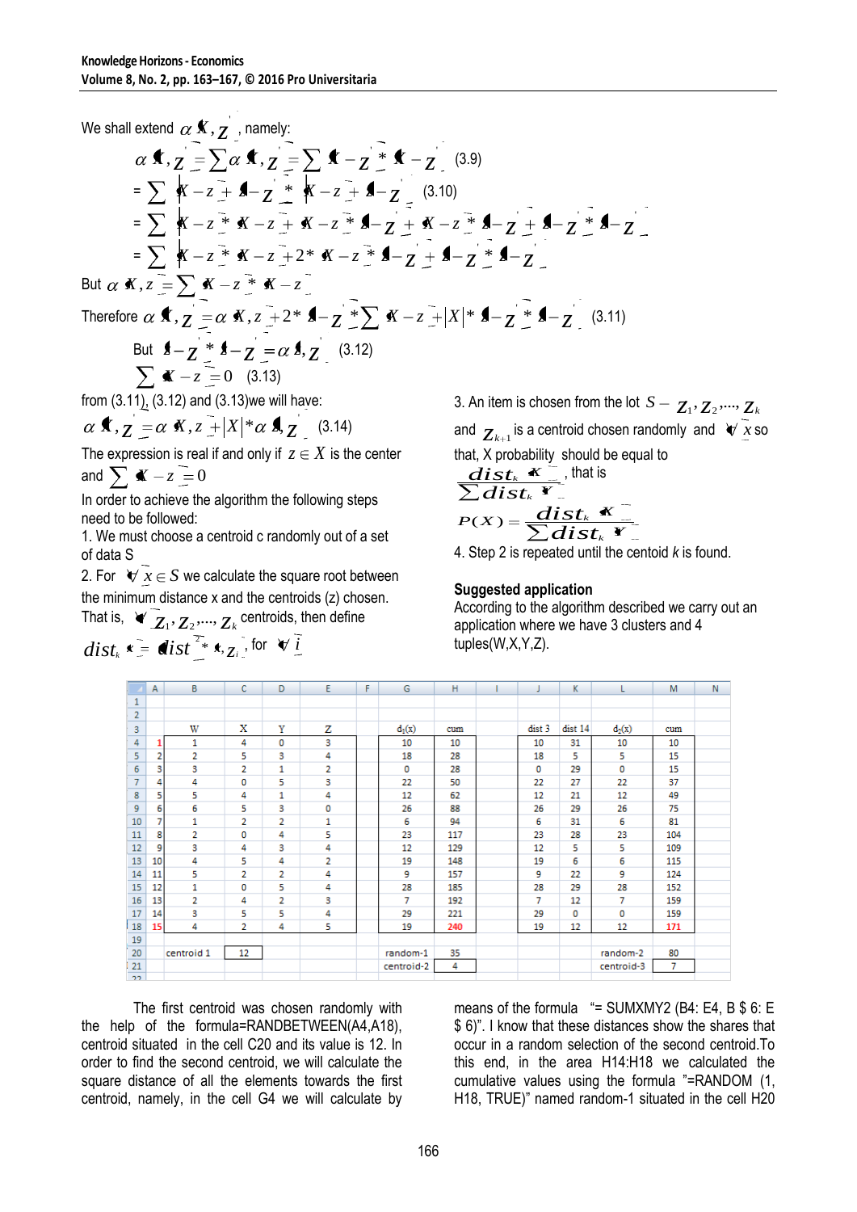We shall extend $\alpha(X, Z)$, namely:

$$\alpha(X, Z) = \sum \alpha(x, Z) = \sum (x - Z)^{*}(x - Z) \quad (3.9)$$

$$= \sum ((x - z) + (z - Z))^{*}((x - z) + (z - Z)) \quad (3.10)$$

$$= \sum (x - z)^{*}(x - z) + (x - z)^{*}(z - Z) + (x - z)^{*}(z - Z) + (z - Z)^{*}(z - Z)$$

$$= \sum (x - z)^{*}(x - z) + 2^{*}(x - z)^{*}(z - Z) + (z - Z)^{*}(z - Z)$$

But $\alpha(X, z) = \sum (x - z)^{*}(x - z)$

Therefore $\alpha(X, Z) = \alpha(X, z) + 2^{*}(z - Z)^{*}\sum(x - z) + |X|^{*}(z - Z)^{*}(z - Z) \quad (3.11)$

But $(z - Z)^{*}(z - Z) = \alpha(z, Z) \quad (3.12)$

$\sum (x - z) = 0 \quad (3.13)$

from (3.11), (3.12) and (3.13) we will have:

$\alpha(X, Z) = \alpha(X, z) + |X|^{*}\alpha(z, Z) \quad (3.14)$

The expression is real if and only if $z \in X$ is the center and $\sum (x - z) = 0$

In order to achieve the algorithm the following steps need to be followed:

1. We must choose a centroid c randomly out of a set of data S
2. For $\forall x \in S$ we calculate the square root between the minimum distance x and the centroids (z) chosen. That is, $\forall Z_1, Z_2, ..., Z_k$ centroids, then define $dist_k(x) = (dist^2(x, z_i))$, for $\forall i$
3. An item is chosen from the lot $S - Z_1, Z_2, ..., Z_k$ and $Z_{k+1}$ is a centroid chosen randomly and $\forall x$ so that, X probability should be equal to $\frac{dist_k(x)}{\sum dist_k(Y)}$, that is $P(X) = \frac{dist_k(x)}{\sum dist_k(Y)}$
4. Step 2 is repeated until the centoid $k$ is found.

**Suggested application**

According to the algorithm described we carry out an application where we have 3 clusters and 4 tuples(W,X,Y,Z).

| | A | B | C | D | E | F | G | H | I | J | K | L | M | N |
|---|---|---|---|---|---|---|---|---|---|---|---|---|---|---|
| 1 | | | | | | | | | | | | | | |
| 2 | | | | | | | | | | | | | | |
| 3 | | W | X | Y | Z | | $d_1(x)$ | cum | | dist 3 | dist 14 | $d_2(x)$ | cum | |
| 4 | 1 | 1 | 4 | 0 | 3 | | 10 | 10 | | 10 | 31 | 10 | 10 | |
| 5 | 2 | 2 | 5 | 3 | 4 | | 18 | 28 | | 18 | 5 | 5 | 15 | |
| 6 | 3 | 3 | 2 | 1 | 2 | | 0 | 28 | | 0 | 29 | 0 | 15 | |
| 7 | 4 | 4 | 0 | 5 | 3 | | 22 | 50 | | 22 | 27 | 22 | 37 | |
| 8 | 5 | 5 | 4 | 1 | 4 | | 12 | 62 | | 12 | 21 | 12 | 49 | |
| 9 | 6 | 6 | 5 | 3 | 0 | | 26 | 88 | | 26 | 29 | 26 | 75 | |
| 10 | 7 | 1 | 2 | 2 | 1 | | 6 | 94 | | 6 | 31 | 6 | 81 | |
| 11 | 8 | 2 | 0 | 4 | 5 | | 23 | 117 | | 23 | 28 | 23 | 104 | |
| 12 | 9 | 3 | 4 | 3 | 4 | | 12 | 129 | | 12 | 5 | 5 | 109 | |
| 13 | 10 | 4 | 5 | 4 | 2 | | 19 | 148 | | 19 | 6 | 6 | 115 | |
| 14 | 11 | 5 | 2 | 2 | 4 | | 9 | 157 | | 9 | 22 | 9 | 124 | |
| 15 | 12 | 1 | 0 | 5 | 4 | | 28 | 185 | | 28 | 29 | 28 | 152 | |
| 16 | 13 | 2 | 4 | 2 | 3 | | 7 | 192 | | 7 | 12 | 7 | 159 | |
| 17 | 14 | 3 | 5 | 5 | 4 | | 29 | 221 | | 29 | 0 | 0 | 159 | |
| 18 | 15 | 4 | 2 | 4 | 5 | | 19 | 240 | | 19 | 12 | 12 | 171 | |
| 19 | | | | | | | | | | | | | | |
| 20 | | centroid 1 | 12 | | | | random-1 | 35 | | | | random-2 | 80 | |
| 21 | | | | | | | centroid-2 | 4 | | | | centroid-3 | 7 | |

The first centroid was chosen randomly with the help of the formula=RANDBETWEEN(A4,A18), centroid situated in the cell C20 and its value is 12. In order to find the second centroid, we will calculate the square distance of all the elements towards the first centroid, namely, in the cell G4 we will calculate by means of the formula "= SUMXMY2 (B4: E4, B $ 6: E $ 6)". I know that these distances show the shares that occur in a random selection of the second centroid.To this end, in the area H14:H18 we calculated the cumulative values using the formula "=RANDOM (1, H18, TRUE)" named random-1 situated in the cell H20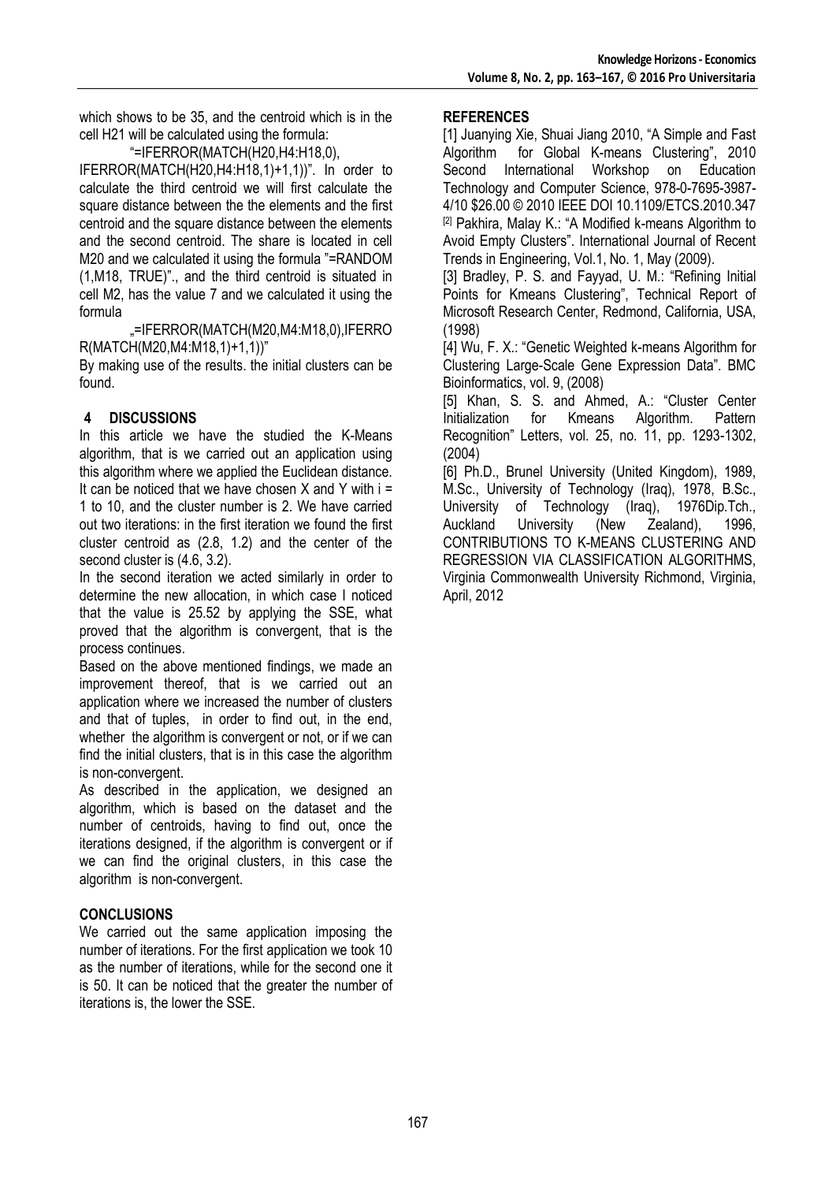which shows to be 35, and the centroid which is in the cell H21 will be calculated using the formula:

"=IFERROR(MATCH(H20,H4:H18,0), IFERROR(MATCH(H20,H4:H18,1)+1,1))". In order to calculate the third centroid we will first calculate the square distance between the the elements and the first centroid and the square distance between the elements and the second centroid. The share is located in cell M20 and we calculated it using the formula "=RANDOM (1,M18, TRUE)"., and the third centroid is situated in cell M2, has the value 7 and we calculated it using the formula

„=IFERROR(MATCH(M20,M4:M18,0),IFERRO R(MATCH(M20,M4:M18,1)+1,1))"

By making use of the results. the initial clusters can be found.

## 4 DISCUSSIONS

In this article we have the studied the K-Means algorithm, that is we carried out an application using this algorithm where we applied the Euclidean distance. It can be noticed that we have chosen X and Y with i = 1 to 10, and the cluster number is 2. We have carried out two iterations: in the first iteration we found the first cluster centroid as (2.8, 1.2) and the center of the second cluster is (4.6, 3.2).

In the second iteration we acted similarly in order to determine the new allocation, in which case I noticed that the value is 25.52 by applying the SSE, what proved that the algorithm is convergent, that is the process continues.

Based on the above mentioned findings, we made an improvement thereof, that is we carried out an application where we increased the number of clusters and that of tuples, in order to find out, in the end, whether the algorithm is convergent or not, or if we can find the initial clusters, that is in this case the algorithm is non-convergent.

As described in the application, we designed an algorithm, which is based on the dataset and the number of centroids, having to find out, once the iterations designed, if the algorithm is convergent or if we can find the original clusters, in this case the algorithm is non-convergent.

## CONCLUSIONS

We carried out the same application imposing the number of iterations. For the first application we took 10 as the number of iterations, while for the second one it is 50. It can be noticed that the greater the number of iterations is, the lower the SSE.

## REFERENCES

[1] Juanying Xie, Shuai Jiang 2010, "A Simple and Fast Algorithm for Global K-means Clustering", 2010 Second International Workshop on Education Technology and Computer Science, 978-0-7695-3987-4/10 $26.00 © 2010 IEEE DOI 10.1109/ETCS.2010.347

[2] Pakhira, Malay K.: "A Modified k-means Algorithm to Avoid Empty Clusters". International Journal of Recent Trends in Engineering, Vol.1, No. 1, May (2009).

[3] Bradley, P. S. and Fayyad, U. M.: "Refining Initial Points for Kmeans Clustering", Technical Report of Microsoft Research Center, Redmond, California, USA, (1998)

[4] Wu, F. X.: "Genetic Weighted k-means Algorithm for Clustering Large-Scale Gene Expression Data". BMC Bioinformatics, vol. 9, (2008)

[5] Khan, S. S. and Ahmed, A.: "Cluster Center Initialization for Kmeans Algorithm. Pattern Recognition" Letters, vol. 25, no. 11, pp. 1293-1302, (2004)

[6] Ph.D., Brunel University (United Kingdom), 1989, M.Sc., University of Technology (Iraq), 1978, B.Sc., University of Technology (Iraq), 1976Dip.Tch., Auckland University (New Zealand), 1996, CONTRIBUTIONS TO K-MEANS CLUSTERING AND REGRESSION VIA CLASSIFICATION ALGORITHMS, Virginia Commonwealth University Richmond, Virginia, April, 2012